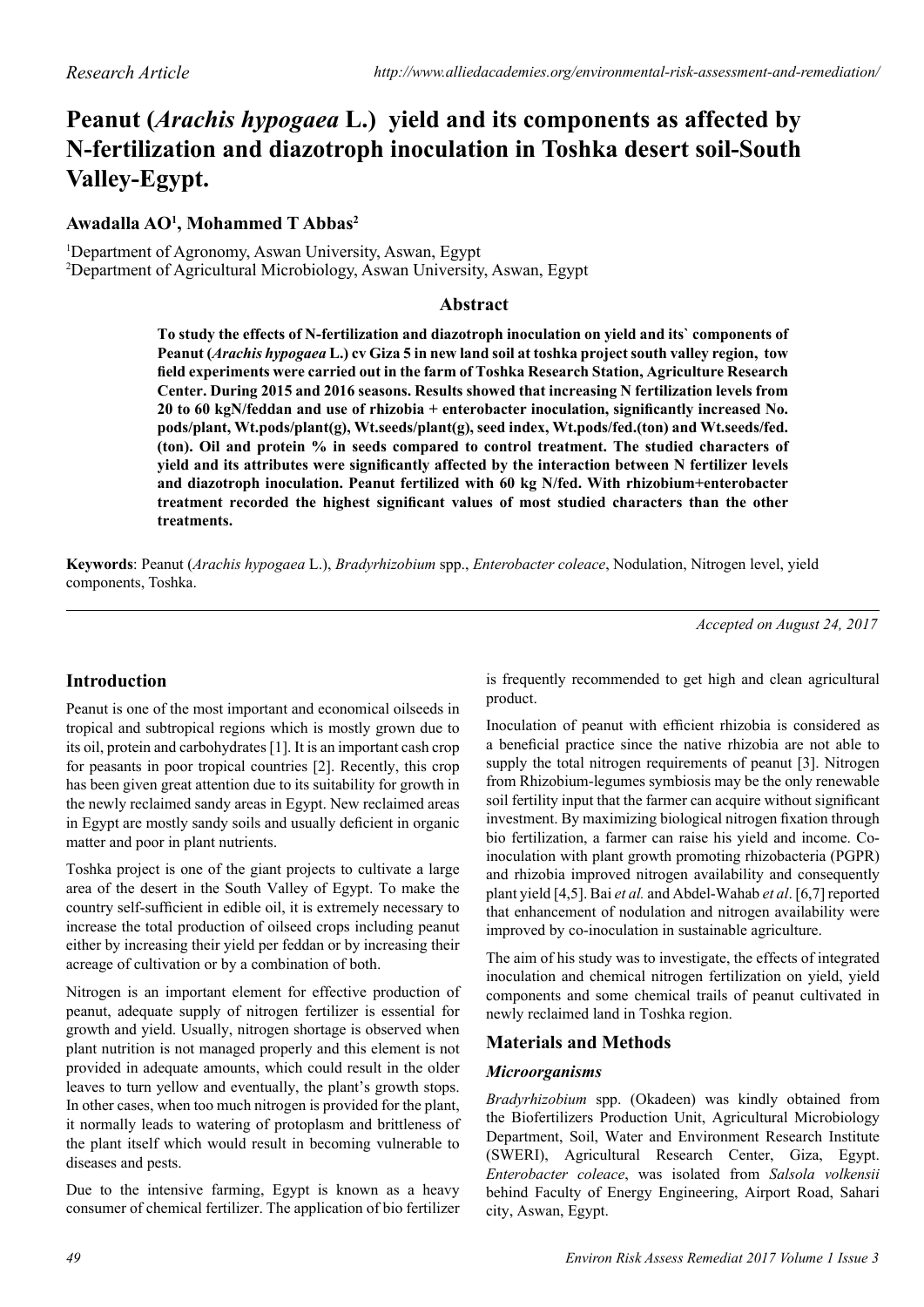Research Article

# Peanut (*Arachis hypogaea* L.) yield and its components as affected by N-fertilization and diazotroph inoculation in Toshka desert soil-South Valley-Egypt.

**Awadalla AO[1], Mohammed T Abbas[2]**

[1]Department of Agronomy, Aswan University, Aswan, Egypt
[2]Department of Agricultural Microbiology, Aswan University, Aswan, Egypt

## Abstract

**To study the effects of N-fertilization and diazotroph inoculation on yield and its` components of Peanut (*Arachis hypogaea* L.) cv Giza 5 in new land soil at toshka project south valley region, tow field experiments were carried out in the farm of Toshka Research Station, Agriculture Research Center. During 2015 and 2016 seasons. Results showed that increasing N fertilization levels from 20 to 60 kgN/feddan and use of rhizobia + enterobacter inoculation, significantly increased No. pods/plant, Wt.pods/plant(g), Wt.seeds/plant(g), seed index, Wt.pods/fed.(ton) and Wt.seeds/fed. (ton). Oil and protein % in seeds compared to control treatment. The studied characters of yield and its attributes were significantly affected by the interaction between N fertilizer levels and diazotroph inoculation. Peanut fertilized with 60 kg N/fed. With rhizobium+enterobacter treatment recorded the highest significant values of most studied characters than the other treatments.**

**Keywords**: Peanut (*Arachis hypogaea* L.), *Bradyrhizobium* spp., *Enterobacter coleace*, Nodulation, Nitrogen level, yield components, Toshka.

*Accepted on August 24, 2017*

## Introduction

Peanut is one of the most important and economical oilseeds in tropical and subtropical regions which is mostly grown due to its oil, protein and carbohydrates [1]. It is an important cash crop for peasants in poor tropical countries [2]. Recently, this crop has been given great attention due to its suitability for growth in the newly reclaimed sandy areas in Egypt. New reclaimed areas in Egypt are mostly sandy soils and usually deficient in organic matter and poor in plant nutrients.

Toshka project is one of the giant projects to cultivate a large area of the desert in the South Valley of Egypt. To make the country self-sufficient in edible oil, it is extremely necessary to increase the total production of oilseed crops including peanut either by increasing their yield per feddan or by increasing their acreage of cultivation or by a combination of both.

Nitrogen is an important element for effective production of peanut, adequate supply of nitrogen fertilizer is essential for growth and yield. Usually, nitrogen shortage is observed when plant nutrition is not managed properly and this element is not provided in adequate amounts, which could result in the older leaves to turn yellow and eventually, the plant's growth stops. In other cases, when too much nitrogen is provided for the plant, it normally leads to watering of protoplasm and brittleness of the plant itself which would result in becoming vulnerable to diseases and pests.

Due to the intensive farming, Egypt is known as a heavy consumer of chemical fertilizer. The application of bio fertilizer is frequently recommended to get high and clean agricultural product.

Inoculation of peanut with efficient rhizobia is considered as a beneficial practice since the native rhizobia are not able to supply the total nitrogen requirements of peanut [3]. Nitrogen from Rhizobium-legumes symbiosis may be the only renewable soil fertility input that the farmer can acquire without significant investment. By maximizing biological nitrogen fixation through bio fertilization, a farmer can raise his yield and income. Co-inoculation with plant growth promoting rhizobacteria (PGPR) and rhizobia improved nitrogen availability and consequently plant yield [4,5]. Bai *et al.* and Abdel-Wahab *et al*. [6,7] reported that enhancement of nodulation and nitrogen availability were improved by co-inoculation in sustainable agriculture.

The aim of his study was to investigate, the effects of integrated inoculation and chemical nitrogen fertilization on yield, yield components and some chemical trails of peanut cultivated in newly reclaimed land in Toshka region.

## Materials and Methods

### *Microorganisms*

*Bradyrhizobium* spp. (Okadeen) was kindly obtained from the Biofertilizers Production Unit, Agricultural Microbiology Department, Soil, Water and Environment Research Institute (SWERI), Agricultural Research Center, Giza, Egypt. *Enterobacter coleace*, was isolated from *Salsola volkensii* behind Faculty of Energy Engineering, Airport Road, Sahari city, Aswan, Egypt.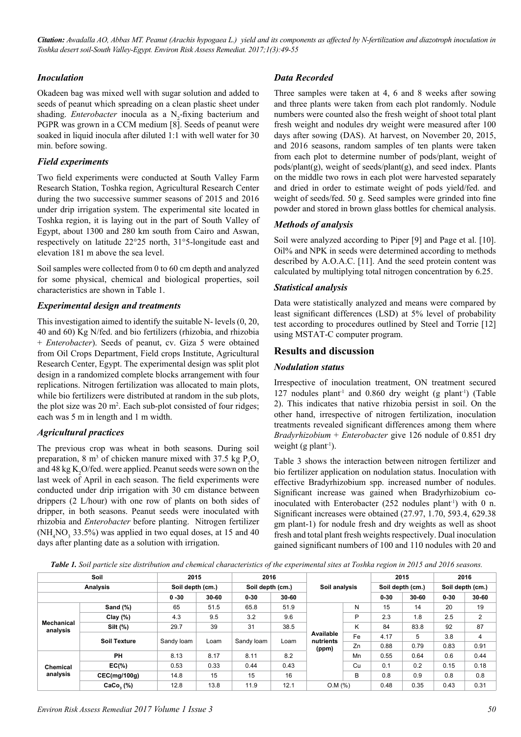### Inoculation

Okadeen bag was mixed well with sugar solution and added to seeds of peanut which spreading on a clean plastic sheet under shading. *Enterobacter* inocula as a $N_2$-fixing bacterium and PGPR was grown in a CCM medium [8]. Seeds of peanut were soaked in liquid inocula after diluted 1:1 with well water for 30 min. before sowing.

### Field experiments

Two field experiments were conducted at South Valley Farm Research Station, Toshka region, Agricultural Research Center during the two successive summer seasons of 2015 and 2016 under drip irrigation system. The experimental site located in Toshka region, it is laying out in the part of South Valley of Egypt, about 1300 and 280 km south from Cairo and Aswan, respectively on latitude 22°25 north, 31°5-longitude east and elevation 181 m above the sea level.

Soil samples were collected from 0 to 60 cm depth and analyzed for some physical, chemical and biological properties, soil characteristics are shown in Table 1.

### Experimental design and treatments

This investigation aimed to identify the suitable N- levels (0, 20, 40 and 60) Kg N/fed. and bio fertilizers (rhizobia, and rhizobia + *Enterobacter*). Seeds of peanut, cv. Giza 5 were obtained from Oil Crops Department, Field crops Institute, Agricultural Research Center, Egypt. The experimental design was split plot design in a randomized complete blocks arrangement with four replications. Nitrogen fertilization was allocated to main plots, while bio fertilizers were distributed at random in the sub plots, the plot size was 20 $m^2$. Each sub-plot consisted of four ridges; each was 5 m in length and 1 m width.

### Agricultural practices

The previous crop was wheat in both seasons. During soil preparation, 8 $m^3$ of chicken manure mixed with 37.5 kg $P_2O_5$ and 48 kg $K_2O$/fed. were applied. Peanut seeds were sown on the last week of April in each season. The field experiments were conducted under drip irrigation with 30 cm distance between drippers (2 L/hour) with one row of plants on both sides of dripper, in both seasons. Peanut seeds were inoculated with rhizobia and *Enterobacter* before planting. Nitrogen fertilizer ($NH_4NO_3$ 33.5%) was applied in two equal doses, at 15 and 40 days after planting date as a solution with irrigation.

### Data Recorded

Three samples were taken at 4, 6 and 8 weeks after sowing and three plants were taken from each plot randomly. Nodule numbers were counted also the fresh weight of shoot total plant fresh weight and nodules dry weight were measured after 100 days after sowing (DAS). At harvest, on November 20, 2015, and 2016 seasons, random samples of ten plants were taken from each plot to determine number of pods/plant, weight of pods/plant(g), weight of seeds/plant(g), and seed index. Plants on the middle two rows in each plot were harvested separately and dried in order to estimate weight of pods yield/fed. and weight of seeds/fed. 50 g. Seed samples were grinded into fine powder and stored in brown glass bottles for chemical analysis.

### Methods of analysis

Soil were analyzed according to Piper [9] and Page et al. [10]. Oil% and NPK in seeds were determined according to methods described by A.O.A.C. [11]. And the seed protein content was calculated by multiplying total nitrogen concentration by 6.25.

### Statistical analysis

Data were statistically analyzed and means were compared by least significant differences (LSD) at 5% level of probability test according to procedures outlined by Steel and Torrie [12] using MSTAT-C computer program.

## Results and discussion

### Nodulation status

Irrespective of inoculation treatment, ON treatment secured 127 nodules $plant^{-1}$ and 0.860 dry weight (g $plant^{-1}$) (Table 2). This indicates that native rhizobia persist in soil. On the other hand, irrespective of nitrogen fertilization, inoculation treatments revealed significant differences among them where *Bradyrhizobium* + *Enterobacter* give 126 nodule of 0.851 dry weight (g $plant^{-1}$).

Table 3 shows the interaction between nitrogen fertilizer and bio fertilizer application on nodulation status. Inoculation with effective Bradyrhizobium spp. increased number of nodules. Significant increase was gained when Bradyrhizobium co-inoculated with Enterobacter (252 nodules $plant^{-1}$) with 0 n. Significant increases were obtained (27.97, 1.70, 593.4, 629.38 gm plant-1) for nodule fresh and dry weights as well as shoot fresh and total plant fresh weights respectively. Dual inoculation gained significant numbers of 100 and 110 nodules with 20 and

*Table 1. Soil particle size distribution and chemical characteristics of the experimental sites at Toshka region in 2015 and 2016 seasons.*

| Soil | | 2015 | | 2016 | | Soil analysis | | 2015 | | 2016 | |
|---|---|---|---|---|---|---|---|---|---|---|---|
| Analysis | | Soil depth (cm.) | | Soil depth (cm.) | | | | Soil depth (cm.) | | Soil depth (cm.) | |
| | | 0 -30 | 30-60 | 0-30 | 30-60 | | | 0-30 | 30-60 | 0-30 | 30-60 |
| Mechanical analysis | Sand (%) | 65 | 51.5 | 65.8 | 51.9 | Available nutrients (ppm) | N | 15 | 14 | 20 | 19 |
| | Clay (%) | 4.3 | 9.5 | 3.2 | 9.6 | | P | 2.3 | 1.8 | 2.5 | 2 |
| | Silt (%) | 29.7 | 39 | 31 | 38.5 | | K | 84 | 83.8 | 92 | 87 |
| | Soil Texture | Sandy loam | Loam | Sandy loam | Loam | | Fe | 4.17 | 5 | 3.8 | 4 |
| | | | | | | | Zn | 0.88 | 0.79 | 0.83 | 0.91 |
| Chemical analysis | PH | 8.13 | 8.17 | 8.11 | 8.2 | | Mn | 0.55 | 0.64 | 0.6 | 0.44 |
| | EC(%) | 0.53 | 0.33 | 0.44 | 0.43 | | Cu | 0.1 | 0.2 | 0.15 | 0.18 |
| | CEC(mg/100g) | 14.8 | 15 | 15 | 16 | | B | 0.8 | 0.9 | 0.8 | 0.8 |
| | $CaCo_3$ (%) | 12.8 | 13.8 | 11.9 | 12.1 | O.M (%) | | 0.48 | 0.35 | 0.43 | 0.31 |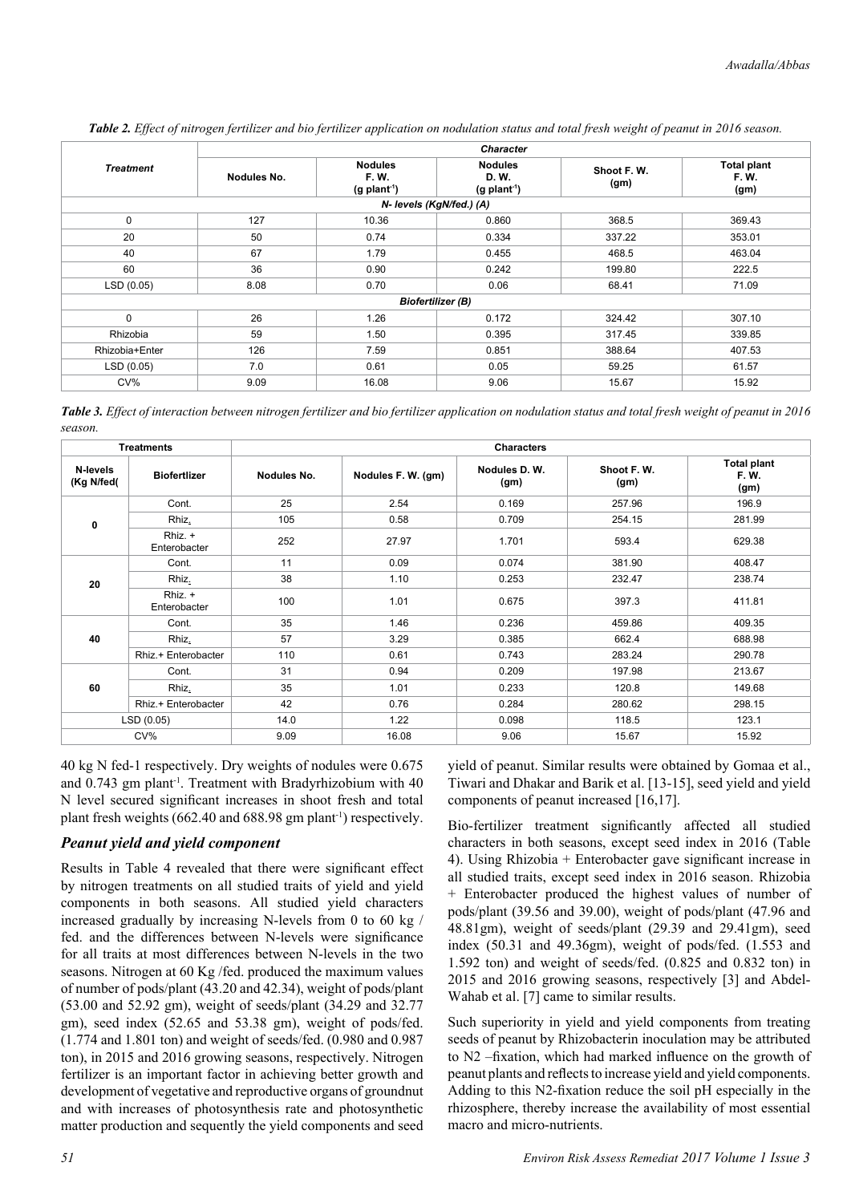*Table 2. Effect of nitrogen fertilizer and bio fertilizer application on nodulation status and total fresh weight of peanut in 2016 season.*

| Treatment | Character | | | | |
|---|---|---|---|---|---|
| | Nodules No. | Nodules F. W. ($g\ plant^{-1}$) | Nodules D. W. ($g\ plant^{-1}$) | Shoot F. W. (gm) | Total plant F. W. (gm) |
| *N- levels (KgN/fed.) (A)* | | | | | |
| 0 | 127 | 10.36 | 0.860 | 368.5 | 369.43 |
| 20 | 50 | 0.74 | 0.334 | 337.22 | 353.01 |
| 40 | 67 | 1.79 | 0.455 | 468.5 | 463.04 |
| 60 | 36 | 0.90 | 0.242 | 199.80 | 222.5 |
| LSD (0.05) | 8.08 | 0.70 | 0.06 | 68.41 | 71.09 |
| *Biofertilizer (B)* | | | | | |
| 0 | 26 | 1.26 | 0.172 | 324.42 | 307.10 |
| Rhizobia | 59 | 1.50 | 0.395 | 317.45 | 339.85 |
| Rhizobia+Enter | 126 | 7.59 | 0.851 | 388.64 | 407.53 |
| LSD (0.05) | 7.0 | 0.61 | 0.05 | 59.25 | 61.57 |
| CV% | 9.09 | 16.08 | 9.06 | 15.67 | 15.92 |

*Table 3. Effect of interaction between nitrogen fertilizer and bio fertilizer application on nodulation status and total fresh weight of peanut in 2016 season.*

| Treatments | | Characters | | | | |
|---|---|---|---|---|---|---|
| N-levels (Kg N/fed( | Biofertlizer | Nodules No. | Nodules F. W. (gm) | Nodules D. W. (gm) | Shoot F. W. (gm) | Total plant F. W. (gm) |
| 0 | Cont. | 25 | 2.54 | 0.169 | 257.96 | 196.9 |
| | Rhiz. | 105 | 0.58 | 0.709 | 254.15 | 281.99 |
| | Rhiz. + Enterobacter | 252 | 27.97 | 1.701 | 593.4 | 629.38 |
| 20 | Cont. | 11 | 0.09 | 0.074 | 381.90 | 408.47 |
| | Rhiz. | 38 | 1.10 | 0.253 | 232.47 | 238.74 |
| | Rhiz. + Enterobacter | 100 | 1.01 | 0.675 | 397.3 | 411.81 |
| 40 | Cont. | 35 | 1.46 | 0.236 | 459.86 | 409.35 |
| | Rhiz. | 57 | 3.29 | 0.385 | 662.4 | 688.98 |
| | Rhiz.+ Enterobacter | 110 | 0.61 | 0.743 | 283.24 | 290.78 |
| 60 | Cont. | 31 | 0.94 | 0.209 | 197.98 | 213.67 |
| | Rhiz. | 35 | 1.01 | 0.233 | 120.8 | 149.68 |
| | Rhiz.+ Enterobacter | 42 | 0.76 | 0.284 | 280.62 | 298.15 |
| LSD (0.05) | | 14.0 | 1.22 | 0.098 | 118.5 | 123.1 |
| CV% | | 9.09 | 16.08 | 9.06 | 15.67 | 15.92 |

40 kg N fed-1 respectively. Dry weights of nodules were 0.675 and 0.743 gm $plant^{-1}$. Treatment with Bradyrhizobium with 40 N level secured significant increases in shoot fresh and total plant fresh weights (662.40 and 688.98 gm $plant^{-1}$) respectively.

### Peanut yield and yield component

Results in Table 4 revealed that there were significant effect by nitrogen treatments on all studied traits of yield and yield components in both seasons. All studied yield characters increased gradually by increasing N-levels from 0 to 60 kg / fed. and the differences between N-levels were significance for all traits at most differences between N-levels in the two seasons. Nitrogen at 60 Kg /fed. produced the maximum values of number of pods/plant (43.20 and 42.34), weight of pods/plant (53.00 and 52.92 gm), weight of seeds/plant (34.29 and 32.77 gm), seed index (52.65 and 53.38 gm), weight of pods/fed. (1.774 and 1.801 ton) and weight of seeds/fed. (0.980 and 0.987 ton), in 2015 and 2016 growing seasons, respectively. Nitrogen fertilizer is an important factor in achieving better growth and development of vegetative and reproductive organs of groundnut and with increases of photosynthesis rate and photosynthetic matter production and sequently the yield components and seed yield of peanut. Similar results were obtained by Gomaa et al., Tiwari and Dhakar and Barik et al. [13-15], seed yield and yield components of peanut increased [16,17].

Bio-fertilizer treatment significantly affected all studied characters in both seasons, except seed index in 2016 (Table 4). Using Rhizobia + Enterobacter gave significant increase in all studied traits, except seed index in 2016 season. Rhizobia + Enterobacter produced the highest values of number of pods/plant (39.56 and 39.00), weight of pods/plant (47.96 and 48.81gm), weight of seeds/plant (29.39 and 29.41gm), seed index (50.31 and 49.36gm), weight of pods/fed. (1.553 and 1.592 ton) and weight of seeds/fed. (0.825 and 0.832 ton) in 2015 and 2016 growing seasons, respectively [3] and Abdel-Wahab et al. [7] came to similar results.

Such superiority in yield and yield components from treating seeds of peanut by Rhizobacterin inoculation may be attributed to $N_2$ –fixation, which had marked influence on the growth of peanut plants and reflects to increase yield and yield components. Adding to this $N_2$-fixation reduce the soil pH especially in the rhizosphere, thereby increase the availability of most essential macro and micro-nutrients.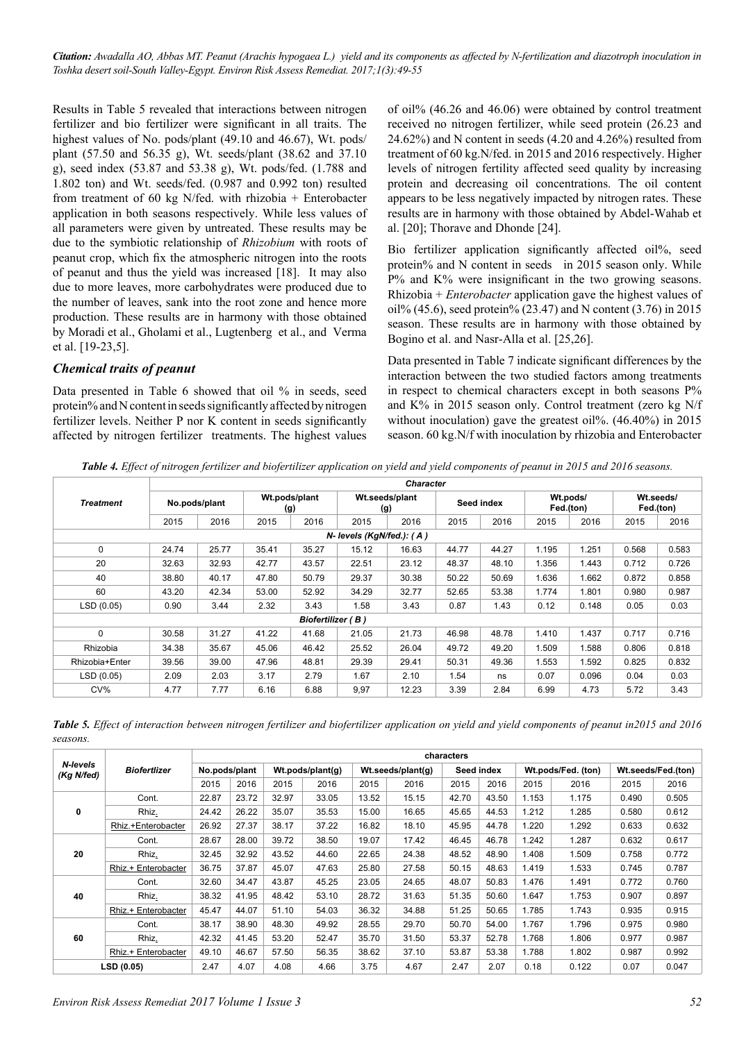*Citation: Awadalla AO, Abbas MT. Peanut (Arachis hypogaea L.) yield and its components as affected by N-fertilization and diazotroph inoculation in Toshka desert soil-South Valley-Egypt. Environ Risk Assess Remediat. 2017;1(3):49-55*

Results in Table 5 revealed that interactions between nitrogen fertilizer and bio fertilizer were significant in all traits. The highest values of No. pods/plant (49.10 and 46.67), Wt. pods/plant (57.50 and 56.35 g), Wt. seeds/plant (38.62 and 37.10 g), seed index (53.87 and 53.38 g), Wt. pods/fed. (1.788 and 1.802 ton) and Wt. seeds/fed. (0.987 and 0.992 ton) resulted from treatment of 60 kg N/fed. with rhizobia + Enterobacter application in both seasons respectively. While less values of all parameters were given by untreated. These results may be due to the symbiotic relationship of *Rhizobium* with roots of peanut crop, which fix the atmospheric nitrogen into the roots of peanut and thus the yield was increased [18]. It may also due to more leaves, more carbohydrates were produced due to the number of leaves, sank into the root zone and hence more production. These results are in harmony with those obtained by Moradi et al., Gholami et al., Lugtenberg et al., and Verma et al. [19-23,5].

### *Chemical traits of peanut*

Data presented in Table 6 showed that oil % in seeds, seed protein% and N content in seeds significantly affected by nitrogen fertilizer levels. Neither P nor K content in seeds significantly affected by nitrogen fertilizer treatments. The highest values of oil% (46.26 and 46.06) were obtained by control treatment received no nitrogen fertilizer, while seed protein (26.23 and 24.62%) and N content in seeds (4.20 and 4.26%) resulted from treatment of 60 kg.N/fed. in 2015 and 2016 respectively. Higher levels of nitrogen fertility affected seed quality by increasing protein and decreasing oil concentrations. The oil content appears to be less negatively impacted by nitrogen rates. These results are in harmony with those obtained by Abdel-Wahab et al. [20]; Thorave and Dhonde [24].

Bio fertilizer application significantly affected oil%, seed protein% and N content in seeds in 2015 season only. While P% and K% were insignificant in the two growing seasons. Rhizobia + *Enterobacter* application gave the highest values of oil% (45.6), seed protein% (23.47) and N content (3.76) in 2015 season. These results are in harmony with those obtained by Bogino et al. and Nasr-Alla et al. [25,26].

Data presented in Table 7 indicate significant differences by the interaction between the two studied factors among treatments in respect to chemical characters except in both seasons P% and K% in 2015 season only. Control treatment (zero kg N/f without inoculation) gave the greatest oil%. (46.40%) in 2015 season. 60 kg.N/f with inoculation by rhizobia and Enterobacter

***Table 4.** Effect of nitrogen fertilizer and biofertilizer application on yield and yield components of peanut in 2015 and 2016 seasons.*

| Treatment | Character | | | | | | | | | | | |
|---|---|---|---|---|---|---|---|---|---|---|---|---|
| | No.pods/plant | | Wt.pods/plant (g) | | Wt.seeds/plant (g) | | Seed index | | Wt.pods/ Fed.(ton) | | Wt.seeds/ Fed.(ton) | |
| | 2015 | 2016 | 2015 | 2016 | 2015 | 2016 | 2015 | 2016 | 2015 | 2016 | 2015 | 2016 |
| **N- levels (KgN/fed.): ( A )** | | | | | | | | | | | | |
| 0 | 24.74 | 25.77 | 35.41 | 35.27 | 15.12 | 16.63 | 44.77 | 44.27 | 1.195 | 1.251 | 0.568 | 0.583 |
| 20 | 32.63 | 32.93 | 42.77 | 43.57 | 22.51 | 23.12 | 48.37 | 48.10 | 1.356 | 1.443 | 0.712 | 0.726 |
| 40 | 38.80 | 40.17 | 47.80 | 50.79 | 29.37 | 30.38 | 50.22 | 50.69 | 1.636 | 1.662 | 0.872 | 0.858 |
| 60 | 43.20 | 42.34 | 53.00 | 52.92 | 34.29 | 32.77 | 52.65 | 53.38 | 1.774 | 1.801 | 0.980 | 0.987 |
| LSD (0.05) | 0.90 | 3.44 | 2.32 | 3.43 | 1.58 | 3.43 | 0.87 | 1.43 | 0.12 | 0.148 | 0.05 | 0.03 |
| **Biofertilizer ( B )** | | | | | | | | | | | | |
| 0 | 30.58 | 31.27 | 41.22 | 41.68 | 21.05 | 21.73 | 46.98 | 48.78 | 1.410 | 1.437 | 0.717 | 0.716 |
| Rhizobia | 34.38 | 35.67 | 45.06 | 46.42 | 25.52 | 26.04 | 49.72 | 49.20 | 1.509 | 1.588 | 0.806 | 0.818 |
| Rhizobia+Enter | 39.56 | 39.00 | 47.96 | 48.81 | 29.39 | 29.41 | 50.31 | 49.36 | 1.553 | 1.592 | 0.825 | 0.832 |
| LSD (0.05) | 2.09 | 2.03 | 3.17 | 2.79 | 1.67 | 2.10 | 1.54 | ns | 0.07 | 0.096 | 0.04 | 0.03 |
| CV% | 4.77 | 7.77 | 6.16 | 6.88 | 9,97 | 12.23 | 3.39 | 2.84 | 6.99 | 4.73 | 5.72 | 3.43 |

***Table 5.** Effect of interaction between nitrogen fertilizer and biofertilizer application on yield and yield components of peanut in2015 and 2016 seasons.*

| N-levels (Kg N/fed) | Biofertlizer | characters | | | | | | | | | | | |
|---|---|---|---|---|---|---|---|---|---|---|---|---|---|
| | | No.pods/plant | | Wt.pods/plant(g) | | Wt.seeds/plant(g) | | Seed index | | Wt.pods/Fed. (ton) | | Wt.seeds/Fed.(ton) | |
| | | 2015 | 2016 | 2015 | 2016 | 2015 | 2016 | 2015 | 2016 | 2015 | 2016 | 2015 | 2016 |
| **0** | Cont. | 22.87 | 23.72 | 32.97 | 33.05 | 13.52 | 15.15 | 42.70 | 43.50 | 1.153 | 1.175 | 0.490 | 0.505 |
| | Rhiz. | 24.42 | 26.22 | 35.07 | 35.53 | 15.00 | 16.65 | 45.65 | 44.53 | 1.212 | 1.285 | 0.580 | 0.612 |
| | Rhiz.+Enterobacter | 26.92 | 27.37 | 38.17 | 37.22 | 16.82 | 18.10 | 45.95 | 44.78 | 1.220 | 1.292 | 0.633 | 0.632 |
| **20** | Cont. | 28.67 | 28.00 | 39.72 | 38.50 | 19.07 | 17.42 | 46.45 | 46.78 | 1.242 | 1.287 | 0.632 | 0.617 |
| | Rhiz. | 32.45 | 32.92 | 43.52 | 44.60 | 22.65 | 24.38 | 48.52 | 48.90 | 1.408 | 1.509 | 0.758 | 0.772 |
| | Rhiz.+ Enterobacter | 36.75 | 37.87 | 45.07 | 47.63 | 25.80 | 27.58 | 50.15 | 48.63 | 1.419 | 1.533 | 0.745 | 0.787 |
| **40** | Cont. | 32.60 | 34.47 | 43.87 | 45.25 | 23.05 | 24.65 | 48.07 | 50.83 | 1.476 | 1.491 | 0.772 | 0.760 |
| | Rhiz. | 38.32 | 41.95 | 48.42 | 53.10 | 28.72 | 31.63 | 51.35 | 50.60 | 1.647 | 1.753 | 0.907 | 0.897 |
| | Rhiz.+ Enterobacter | 45.47 | 44.07 | 51.10 | 54.03 | 36.32 | 34.88 | 51.25 | 50.65 | 1.785 | 1.743 | 0.935 | 0.915 |
| **60** | Cont. | 38.17 | 38.90 | 48.30 | 49.92 | 28.55 | 29.70 | 50.70 | 54.00 | 1.767 | 1.796 | 0.975 | 0.980 |
| | Rhiz. | 42.32 | 41.45 | 53.20 | 52.47 | 35.70 | 31.50 | 53.37 | 52.78 | 1.768 | 1.806 | 0.977 | 0.987 |
| | Rhiz.+ Enterobacter | 49.10 | 46.67 | 57.50 | 56.35 | 38.62 | 37.10 | 53.87 | 53.38 | 1.788 | 1.802 | 0.987 | 0.992 |
| LSD (0.05) | | 2.47 | 4.07 | 4.08 | 4.66 | 3.75 | 4.67 | 2.47 | 2.07 | 0.18 | 0.122 | 0.07 | 0.047 |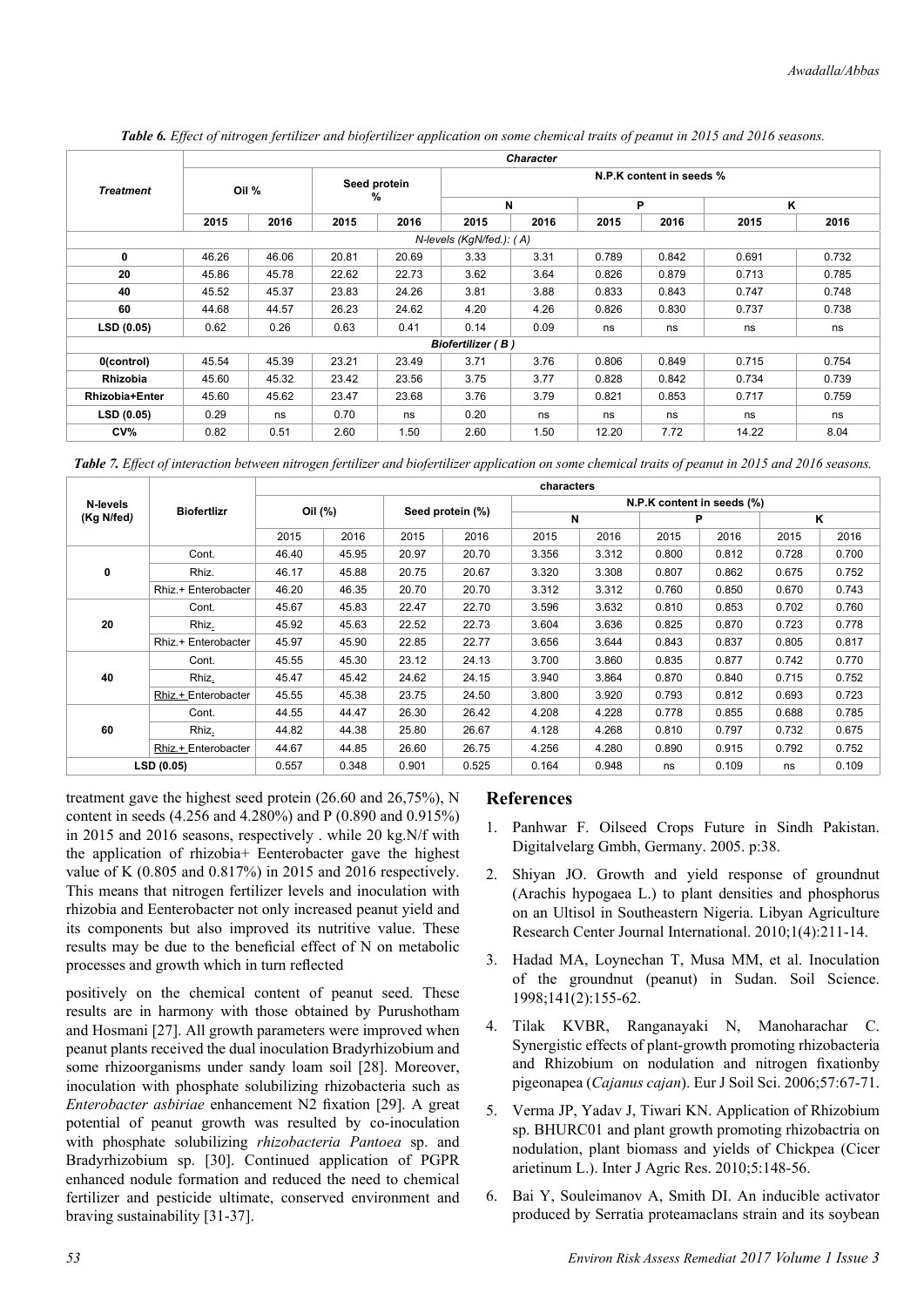*Table 6. Effect of nitrogen fertilizer and biofertilizer application on some chemical traits of peanut in 2015 and 2016 seasons.*

| Treatment | Character | | | | | | | | | |
|---|---|---|---|---|---|---|---|---|---|---|
| | Oil % | | Seed protein % | | N.P.K content in seeds % | | | | | |
| | | | | | N | | P | | K | |
| | 2015 | 2016 | 2015 | 2016 | 2015 | 2016 | 2015 | 2016 | 2015 | 2016 |
| *N-levels (KgN/fed.): (A)* | | | | | | | | | | |
| 0 | 46.26 | 46.06 | 20.81 | 20.69 | 3.33 | 3.31 | 0.789 | 0.842 | 0.691 | 0.732 |
| 20 | 45.86 | 45.78 | 22.62 | 22.73 | 3.62 | 3.64 | 0.826 | 0.879 | 0.713 | 0.785 |
| 40 | 45.52 | 45.37 | 23.83 | 24.26 | 3.81 | 3.88 | 0.833 | 0.843 | 0.747 | 0.748 |
| 60 | 44.68 | 44.57 | 26.23 | 24.62 | 4.20 | 4.26 | 0.826 | 0.830 | 0.737 | 0.738 |
| LSD (0.05) | 0.62 | 0.26 | 0.63 | 0.41 | 0.14 | 0.09 | ns | ns | ns | ns |
| *Biofertilizer ( B )* | | | | | | | | | | |
| 0(control) | 45.54 | 45.39 | 23.21 | 23.49 | 3.71 | 3.76 | 0.806 | 0.849 | 0.715 | 0.754 |
| Rhizobia | 45.60 | 45.32 | 23.42 | 23.56 | 3.75 | 3.77 | 0.828 | 0.842 | 0.734 | 0.739 |
| Rhizobia+Enter | 45.60 | 45.62 | 23.47 | 23.68 | 3.76 | 3.79 | 0.821 | 0.853 | 0.717 | 0.759 |
| LSD (0.05) | 0.29 | ns | 0.70 | ns | 0.20 | ns | ns | ns | ns | ns |
| CV% | 0.82 | 0.51 | 2.60 | 1.50 | 2.60 | 1.50 | 12.20 | 7.72 | 14.22 | 8.04 |

*Table 7. Effect of interaction between nitrogen fertilizer and biofertilizer application on some chemical traits of peanut in 2015 and 2016 seasons.*

| N-levels (Kg N/fed) | Biofertlizr | characters | | | | | | | | | |
|---|---|---|---|---|---|---|---|---|---|---|---|
| | | Oil (%) | | Seed protein (%) | | N.P.K content in seeds (%) | | | | | |
| | | | | | | N | | P | | K | |
| | | 2015 | 2016 | 2015 | 2016 | 2015 | 2016 | 2015 | 2016 | 2015 | 2016 |
| 0 | Cont. | 46.40 | 45.95 | 20.97 | 20.70 | 3.356 | 3.312 | 0.800 | 0.812 | 0.728 | 0.700 |
| | Rhiz. | 46.17 | 45.88 | 20.75 | 20.67 | 3.320 | 3.308 | 0.807 | 0.862 | 0.675 | 0.752 |
| | Rhiz.+ Enterobacter | 46.20 | 46.35 | 20.70 | 20.70 | 3.312 | 3.312 | 0.760 | 0.850 | 0.670 | 0.743 |
| 20 | Cont. | 45.67 | 45.83 | 22.47 | 22.70 | 3.596 | 3.632 | 0.810 | 0.853 | 0.702 | 0.760 |
| | Rhiz. | 45.92 | 45.63 | 22.52 | 22.73 | 3.604 | 3.636 | 0.825 | 0.870 | 0.723 | 0.778 |
| | Rhiz.+ Enterobacter | 45.97 | 45.90 | 22.85 | 22.77 | 3.656 | 3.644 | 0.843 | 0.837 | 0.805 | 0.817 |
| 40 | Cont. | 45.55 | 45.30 | 23.12 | 24.13 | 3.700 | 3.860 | 0.835 | 0.877 | 0.742 | 0.770 |
| | Rhiz. | 45.47 | 45.42 | 24.62 | 24.15 | 3.940 | 3.864 | 0.870 | 0.840 | 0.715 | 0.752 |
| | Rhiz.+ Enterobacter | 45.55 | 45.38 | 23.75 | 24.50 | 3.800 | 3.920 | 0.793 | 0.812 | 0.693 | 0.723 |
| 60 | Cont. | 44.55 | 44.47 | 26.30 | 26.42 | 4.208 | 4.228 | 0.778 | 0.855 | 0.688 | 0.785 |
| | Rhiz. | 44.82 | 44.38 | 25.80 | 26.67 | 4.128 | 4.268 | 0.810 | 0.797 | 0.732 | 0.675 |
| | Rhiz.+ Enterobacter | 44.67 | 44.85 | 26.60 | 26.75 | 4.256 | 4.280 | 0.890 | 0.915 | 0.792 | 0.752 |
| LSD (0.05) | | 0.557 | 0.348 | 0.901 | 0.525 | 0.164 | 0.948 | ns | 0.109 | ns | 0.109 |

treatment gave the highest seed protein (26.60 and 26,75%), N content in seeds (4.256 and 4.280%) and P (0.890 and 0.915%) in 2015 and 2016 seasons, respectively . while 20 kg.N/f with the application of rhizobia+ Eenterobacter gave the highest value of K (0.805 and 0.817%) in 2015 and 2016 respectively. This means that nitrogen fertilizer levels and inoculation with rhizobia and Eenterobacter not only increased peanut yield and its components but also improved its nutritive value. These results may be due to the beneficial effect of N on metabolic processes and growth which in turn reflected

positively on the chemical content of peanut seed. These results are in harmony with those obtained by Purushotham and Hosmani [27]. All growth parameters were improved when peanut plants received the dual inoculation Bradyrhizobium and some rhizoorganisms under sandy loam soil [28]. Moreover, inoculation with phosphate solubilizing rhizobacteria such as *Enterobacter asbiriae* enhancement N2 fixation [29]. A great potential of peanut growth was resulted by co-inoculation with phosphate solubilizing *rhizobacteria Pantoea* sp. and Bradyrhizobium sp. [30]. Continued application of PGPR enhanced nodule formation and reduced the need to chemical fertilizer and pesticide ultimate, conserved environment and braving sustainability [31-37].

## References

1. Panhwar F. Oilseed Crops Future in Sindh Pakistan. Digitalvelarg Gmbh, Germany. 2005. p:38.
2. Shiyan JO. Growth and yield response of groundnut (Arachis hypogaea L.) to plant densities and phosphorus on an Ultisol in Southeastern Nigeria. Libyan Agriculture Research Center Journal International. 2010;1(4):211-14.
3. Hadad MA, Loynechan T, Musa MM, et al. Inoculation of the groundnut (peanut) in Sudan. Soil Science. 1998;141(2):155-62.
4. Tilak KVBR, Ranganayaki N, Manoharachar C. Synergistic effects of plant-growth promoting rhizobacteria and Rhizobium on nodulation and nitrogen fixationby pigeonapea (*Cajanus cajan*). Eur J Soil Sci. 2006;57:67-71.
5. Verma JP, Yadav J, Tiwari KN. Application of Rhizobium sp. BHURC01 and plant growth promoting rhizobactria on nodulation, plant biomass and yields of Chickpea (Cicer arietinum L.). Inter J Agric Res. 2010;5:148-56.
6. Bai Y, Souleimanov A, Smith DI. An inducible activator produced by Serratia proteamaclans strain and its soybean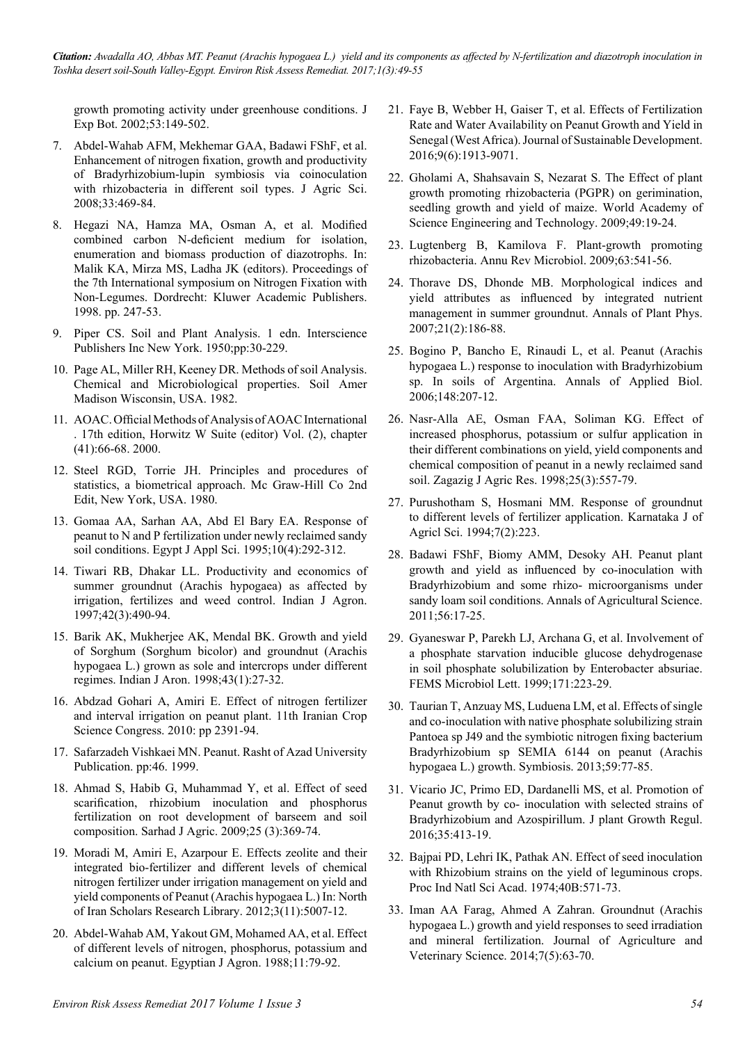growth promoting activity under greenhouse conditions. J Exp Bot. 2002;53:149-502.

7. Abdel-Wahab AFM, Mekhemar GAA, Badawi FShF, et al. Enhancement of nitrogen fixation, growth and productivity of Bradyrhizobium-lupin symbiosis via coinoculation with rhizobacteria in different soil types. J Agric Sci. 2008;33:469-84.

8. Hegazi NA, Hamza MA, Osman A, et al. Modified combined carbon N-deficient medium for isolation, enumeration and biomass production of diazotrophs. In: Malik KA, Mirza MS, Ladha JK (editors). Proceedings of the 7th International symposium on Nitrogen Fixation with Non-Legumes. Dordrecht: Kluwer Academic Publishers. 1998. pp. 247-53.

9. Piper CS. Soil and Plant Analysis. 1 edn. Interscience Publishers Inc New York. 1950;pp:30-229.

10. Page AL, Miller RH, Keeney DR. Methods of soil Analysis. Chemical and Microbiological properties. Soil Amer Madison Wisconsin, USA. 1982.

11. AOAC. Official Methods of Analysis of AOAC International . 17th edition, Horwitz W Suite (editor) Vol. (2), chapter (41):66-68. 2000.

12. Steel RGD, Torrie JH. Principles and procedures of statistics, a biometrical approach. Mc Graw-Hill Co 2nd Edit, New York, USA. 1980.

13. Gomaa AA, Sarhan AA, Abd El Bary EA. Response of peanut to N and P fertilization under newly reclaimed sandy soil conditions. Egypt J Appl Sci. 1995;10(4):292-312.

14. Tiwari RB, Dhakar LL. Productivity and economics of summer groundnut (Arachis hypogaea) as affected by irrigation, fertilizes and weed control. Indian J Agron. 1997;42(3):490-94.

15. Barik AK, Mukherjee AK, Mendal BK. Growth and yield of Sorghum (Sorghum bicolor) and groundnut (Arachis hypogaea L.) grown as sole and intercrops under different regimes. Indian J Aron. 1998;43(1):27-32.

16. Abdzad Gohari A, Amiri E. Effect of nitrogen fertilizer and interval irrigation on peanut plant. 11th Iranian Crop Science Congress. 2010: pp 2391-94.

17. Safarzadeh Vishkaei MN. Peanut. Rasht of Azad University Publication. pp:46. 1999.

18. Ahmad S, Habib G, Muhammad Y, et al. Effect of seed scarification, rhizobium inoculation and phosphorus fertilization on root development of barseem and soil composition. Sarhad J Agric. 2009;25 (3):369-74.

19. Moradi M, Amiri E, Azarpour E. Effects zeolite and their integrated bio-fertilizer and different levels of chemical nitrogen fertilizer under irrigation management on yield and yield components of Peanut (Arachis hypogaea L.) In: North of Iran Scholars Research Library. 2012;3(11):5007-12.

20. Abdel-Wahab AM, Yakout GM, Mohamed AA, et al. Effect of different levels of nitrogen, phosphorus, potassium and calcium on peanut. Egyptian J Agron. 1988;11:79-92.

21. Faye B, Webber H, Gaiser T, et al. Effects of Fertilization Rate and Water Availability on Peanut Growth and Yield in Senegal (West Africa). Journal of Sustainable Development. 2016;9(6):1913-9071.

22. Gholami A, Shahsavain S, Nezarat S. The Effect of plant growth promoting rhizobacteria (PGPR) on gerimination, seedling growth and yield of maize. World Academy of Science Engineering and Technology. 2009;49:19-24.

23. Lugtenberg B, Kamilova F. Plant-growth promoting rhizobacteria. Annu Rev Microbiol. 2009;63:541-56.

24. Thorave DS, Dhonde MB. Morphological indices and yield attributes as influenced by integrated nutrient management in summer groundnut. Annals of Plant Phys. 2007;21(2):186-88.

25. Bogino P, Bancho E, Rinaudi L, et al. Peanut (Arachis hypogaea L.) response to inoculation with Bradyrhizobium sp. In soils of Argentina. Annals of Applied Biol. 2006;148:207-12.

26. Nasr-Alla AE, Osman FAA, Soliman KG. Effect of increased phosphorus, potassium or sulfur application in their different combinations on yield, yield components and chemical composition of peanut in a newly reclaimed sand soil. Zagazig J Agric Res. 1998;25(3):557-79.

27. Purushotham S, Hosmani MM. Response of groundnut to different levels of fertilizer application. Karnataka J of Agricl Sci. 1994;7(2):223.

28. Badawi FShF, Biomy AMM, Desoky AH. Peanut plant growth and yield as influenced by co-inoculation with Bradyrhizobium and some rhizo- microorganisms under sandy loam soil conditions. Annals of Agricultural Science. 2011;56:17-25.

29. Gyaneswar P, Parekh LJ, Archana G, et al. Involvement of a phosphate starvation inducible glucose dehydrogenase in soil phosphate solubilization by Enterobacter absuriae. FEMS Microbiol Lett. 1999;171:223-29.

30. Taurian T, Anzuay MS, Luduena LM, et al. Effects of single and co-inoculation with native phosphate solubilizing strain Pantoea sp J49 and the symbiotic nitrogen fixing bacterium Bradyrhizobium sp SEMIA 6144 on peanut (Arachis hypogaea L.) growth. Symbiosis. 2013;59:77-85.

31. Vicario JC, Primo ED, Dardanelli MS, et al. Promotion of Peanut growth by co- inoculation with selected strains of Bradyrhizobium and Azospirillum. J plant Growth Regul. 2016;35:413-19.

32. Bajpai PD, Lehri IK, Pathak AN. Effect of seed inoculation with Rhizobium strains on the yield of leguminous crops. Proc Ind Natl Sci Acad. 1974;40B:571-73.

33. Iman AA Farag, Ahmed A Zahran. Groundnut (Arachis hypogaea L.) growth and yield responses to seed irradiation and mineral fertilization. Journal of Agriculture and Veterinary Science. 2014;7(5):63-70.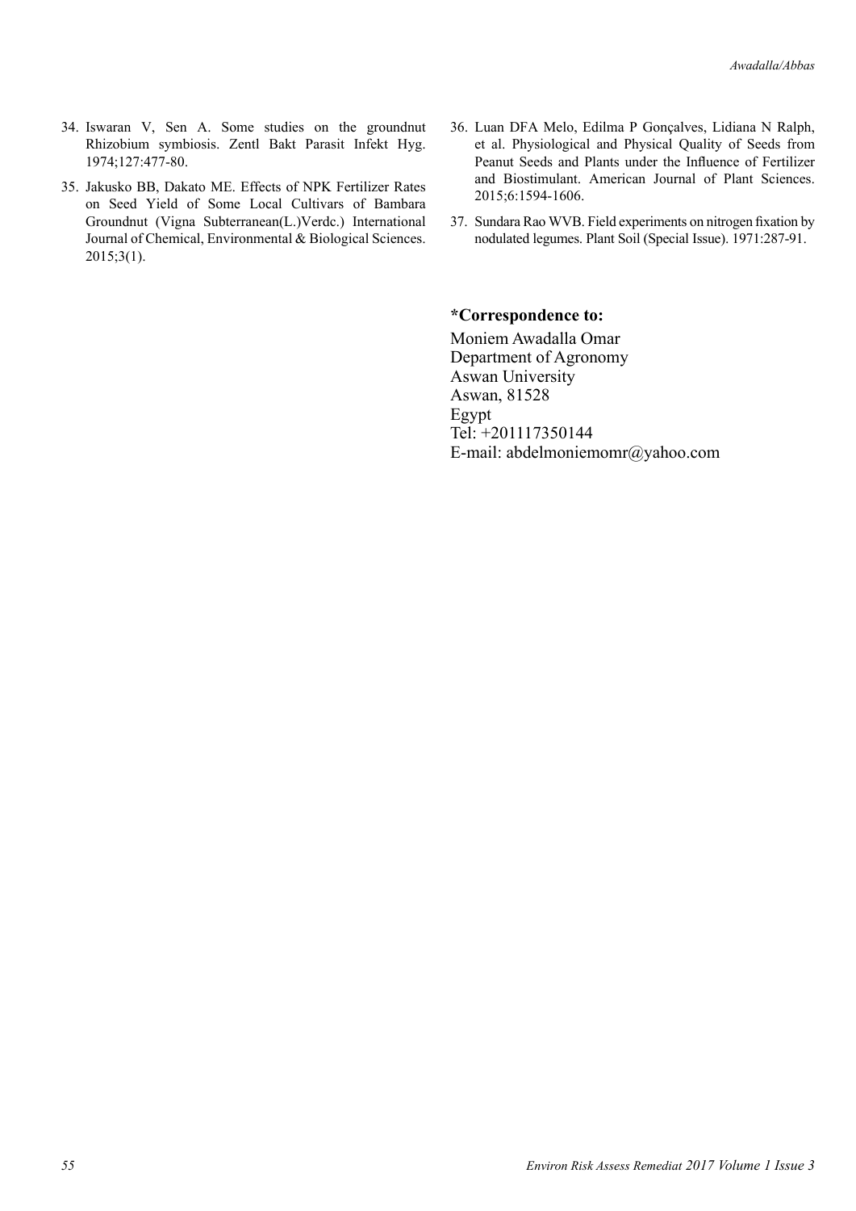34. Iswaran V, Sen A. Some studies on the groundnut Rhizobium symbiosis. Zentl Bakt Parasit Infekt Hyg. 1974;127:477-80.

35. Jakusko BB, Dakato ME. Effects of NPK Fertilizer Rates on Seed Yield of Some Local Cultivars of Bambara Groundnut (Vigna Subterranean(L.)Verdc.) International Journal of Chemical, Environmental & Biological Sciences. 2015;3(1).

36. Luan DFA Melo, Edilma P Gonçalves, Lidiana N Ralph, et al. Physiological and Physical Quality of Seeds from Peanut Seeds and Plants under the Influence of Fertilizer and Biostimulant. American Journal of Plant Sciences. 2015;6:1594-1606.

37. Sundara Rao WVB. Field experiments on nitrogen fixation by nodulated legumes. Plant Soil (Special Issue). 1971:287-91.

**\*Correspondence to:**

Moniem Awadalla Omar
Department of Agronomy
Aswan University
Aswan, 81528
Egypt
Tel: +201117350144
E-mail: abdelmoniemomr@yahoo.com